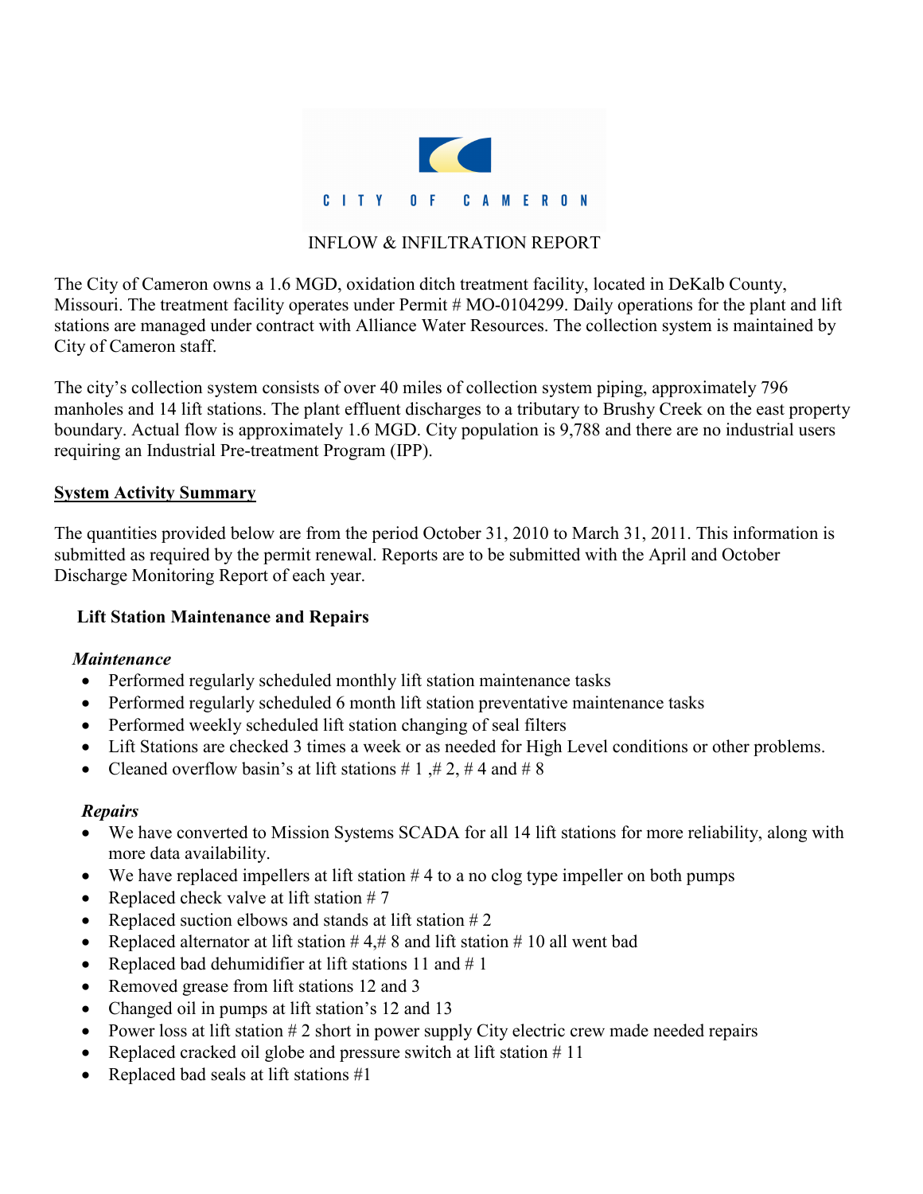CITY OF CAMERON

INFLOW & INFILTRATION REPORT

The City of Cameron owns a 1.6 MGD, oxidation ditch treatment facility, located in DeKalb County, Missouri. The treatment facility operates under Permit # MO-0104299. Daily operations for the plant and lift stations are managed under contract with Alliance Water Resources. The collection system is maintained by City of Cameron staff.

The city's collection system consists of over 40 miles of collection system piping, approximately 796 manholes and 14 lift stations. The plant effluent discharges to a tributary to Brushy Creek on the east property boundary. Actual flow is approximately 1.6 MGD. City population is 9,788 and there are no industrial users requiring an Industrial Pre-treatment Program (IPP).

## System Activity Summary

The quantities provided below are from the period October 31, 2010 to March 31, 2011. This information is submitted as required by the permit renewal. Reports are to be submitted with the April and October Discharge Monitoring Report of each year.

### Lift Station Maintenance and Repairs

***Maintenance***

- Performed regularly scheduled monthly lift station maintenance tasks
- Performed regularly scheduled 6 month lift station preventative maintenance tasks
- Performed weekly scheduled lift station changing of seal filters
- Lift Stations are checked 3 times a week or as needed for High Level conditions or other problems.
- Cleaned overflow basin's at lift stations # 1 ,# 2, # 4 and # 8

***Repairs***

- We have converted to Mission Systems SCADA for all 14 lift stations for more reliability, along with more data availability.
- We have replaced impellers at lift station # 4 to a no clog type impeller on both pumps
- Replaced check valve at lift station # 7
- Replaced suction elbows and stands at lift station # 2
- Replaced alternator at lift station # 4,# 8 and lift station # 10 all went bad
- Replaced bad dehumidifier at lift stations 11 and # 1
- Removed grease from lift stations 12 and 3
- Changed oil in pumps at lift station's 12 and 13
- Power loss at lift station # 2 short in power supply City electric crew made needed repairs
- Replaced cracked oil globe and pressure switch at lift station # 11
- Replaced bad seals at lift stations #1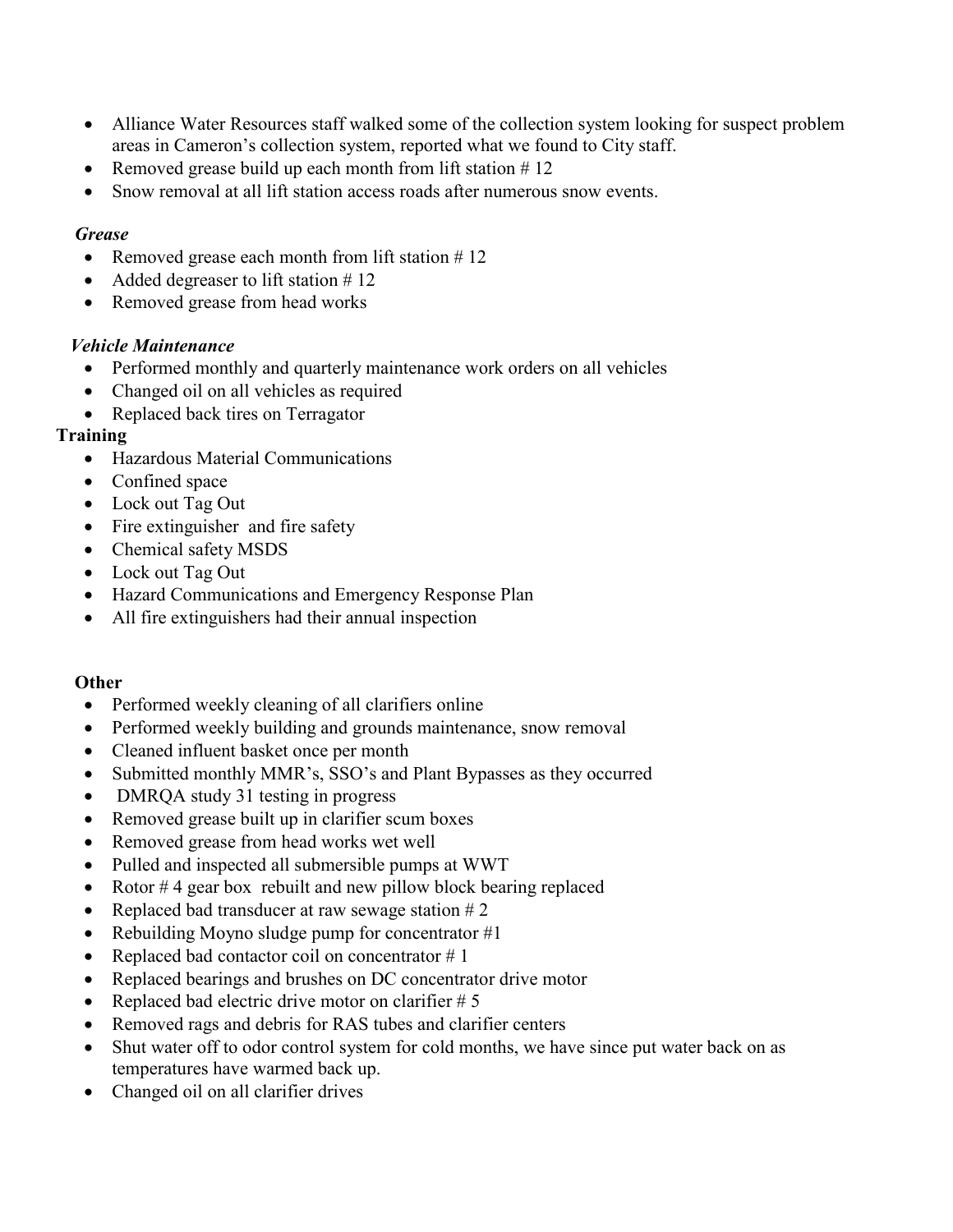- Alliance Water Resources staff walked some of the collection system looking for suspect problem areas in Cameron's collection system, reported what we found to City staff.
- Removed grease build up each month from lift station # 12
- Snow removal at all lift station access roads after numerous snow events.

***Grease***

- Removed grease each month from lift station # 12
- Added degreaser to lift station # 12
- Removed grease from head works

***Vehicle Maintenance***

- Performed monthly and quarterly maintenance work orders on all vehicles
- Changed oil on all vehicles as required
- Replaced back tires on Terragator

**Training**

- Hazardous Material Communications
- Confined space
- Lock out Tag Out
- Fire extinguisher and fire safety
- Chemical safety MSDS
- Lock out Tag Out
- Hazard Communications and Emergency Response Plan
- All fire extinguishers had their annual inspection

**Other**

- Performed weekly cleaning of all clarifiers online
- Performed weekly building and grounds maintenance, snow removal
- Cleaned influent basket once per month
- Submitted monthly MMR's, SSO's and Plant Bypasses as they occurred
- DMRQA study 31 testing in progress
- Removed grease built up in clarifier scum boxes
- Removed grease from head works wet well
- Pulled and inspected all submersible pumps at WWT
- Rotor # 4 gear box rebuilt and new pillow block bearing replaced
- Replaced bad transducer at raw sewage station # 2
- Rebuilding Moyno sludge pump for concentrator #1
- Replaced bad contactor coil on concentrator # 1
- Replaced bearings and brushes on DC concentrator drive motor
- Replaced bad electric drive motor on clarifier # 5
- Removed rags and debris for RAS tubes and clarifier centers
- Shut water off to odor control system for cold months, we have since put water back on as temperatures have warmed back up.
- Changed oil on all clarifier drives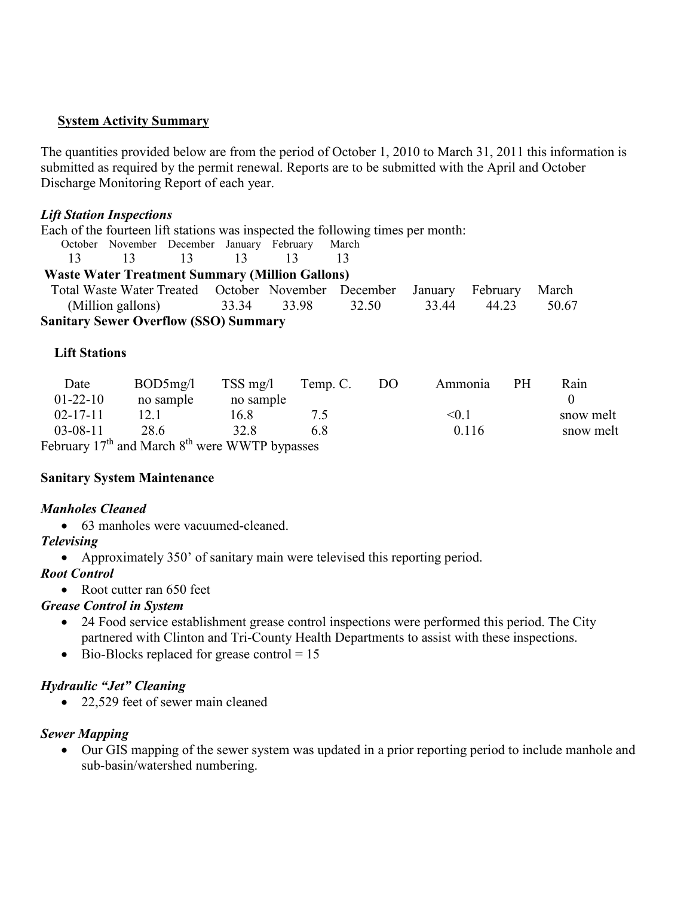## System Activity Summary

The quantities provided below are from the period of October 1, 2010 to March 31, 2011 this information is submitted as required by the permit renewal. Reports are to be submitted with the April and October Discharge Monitoring Report of each year.

### *Lift Station Inspections*

Each of the fourteen lift stations was inspected the following times per month:

| October | November | December | January | February | March |
|---|---|---|---|---|---|
| 13 | 13 | 13 | 13 | 13 | 13 |

**Waste Water Treatment Summary (Million Gallons)**

| Total Waste Water Treated (Million gallons) | October | November | December | January | February | March |
|---|---|---|---|---|---|---|
| | 33.34 | 33.98 | 32.50 | 33.44 | 44.23 | 50.67 |

**Sanitary Sewer Overflow (SSO) Summary**

**Lift Stations**

| Date | BOD5mg/l | TSS mg/l | Temp. C. | DO | Ammonia | PH | Rain |
|---|---|---|---|---|---|---|---|
| 01-22-10 | no sample | no sample | | | | | 0 |
| 02-17-11 | 12.1 | 16.8 | 7.5 | | <0.1 | | snow melt |
| 03-08-11 | 28.6 | 32.8 | 6.8 | | 0.116 | | snow melt |

February 17th and March 8th were WWTP bypasses

### Sanitary System Maintenance

*Manholes Cleaned*

- 63 manholes were vacuumed-cleaned.

*Televising*

- Approximately 350' of sanitary main were televised this reporting period.

*Root Control*

- Root cutter ran 650 feet

*Grease Control in System*

- 24 Food service establishment grease control inspections were performed this period. The City partnered with Clinton and Tri-County Health Departments to assist with these inspections.
- Bio-Blocks replaced for grease control = 15

*Hydraulic "Jet" Cleaning*

- 22,529 feet of sewer main cleaned

*Sewer Mapping*

- Our GIS mapping of the sewer system was updated in a prior reporting period to include manhole and sub-basin/watershed numbering.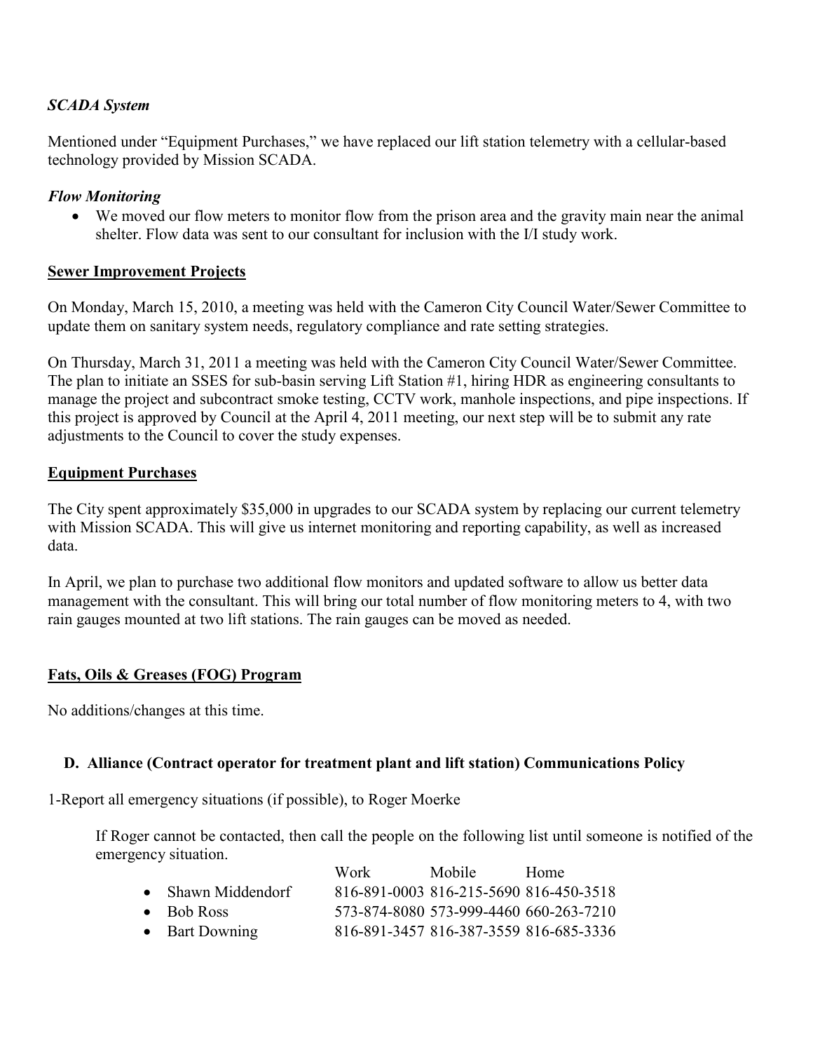*SCADA System*

Mentioned under "Equipment Purchases," we have replaced our lift station telemetry with a cellular-based technology provided by Mission SCADA.

*Flow Monitoring*

- We moved our flow meters to monitor flow from the prison area and the gravity main near the animal shelter. Flow data was sent to our consultant for inclusion with the I/I study work.

**<u>Sewer Improvement Projects</u>**

On Monday, March 15, 2010, a meeting was held with the Cameron City Council Water/Sewer Committee to update them on sanitary system needs, regulatory compliance and rate setting strategies.

On Thursday, March 31, 2011 a meeting was held with the Cameron City Council Water/Sewer Committee. The plan to initiate an SSES for sub-basin serving Lift Station #1, hiring HDR as engineering consultants to manage the project and subcontract smoke testing, CCTV work, manhole inspections, and pipe inspections. If this project is approved by Council at the April 4, 2011 meeting, our next step will be to submit any rate adjustments to the Council to cover the study expenses.

**<u>Equipment Purchases</u>**

The City spent approximately $35,000 in upgrades to our SCADA system by replacing our current telemetry with Mission SCADA. This will give us internet monitoring and reporting capability, as well as increased data.

In April, we plan to purchase two additional flow monitors and updated software to allow us better data management with the consultant. This will bring our total number of flow monitoring meters to 4, with two rain gauges mounted at two lift stations. The rain gauges can be moved as needed.

**<u>Fats, Oils & Greases (FOG) Program</u>**

No additions/changes at this time.

**D. Alliance (Contract operator for treatment plant and lift station) Communications Policy**

1-Report all emergency situations (if possible), to Roger Moerke

If Roger cannot be contacted, then call the people on the following list until someone is notified of the emergency situation.

| | Work | Mobile | Home |
|---|---|---|---|
| • Shawn Middendorf | 816-891-0003 | 816-215-5690 | 816-450-3518 |
| • Bob Ross | 573-874-8080 | 573-999-4460 | 660-263-7210 |
| • Bart Downing | 816-891-3457 | 816-387-3559 | 816-685-3336 |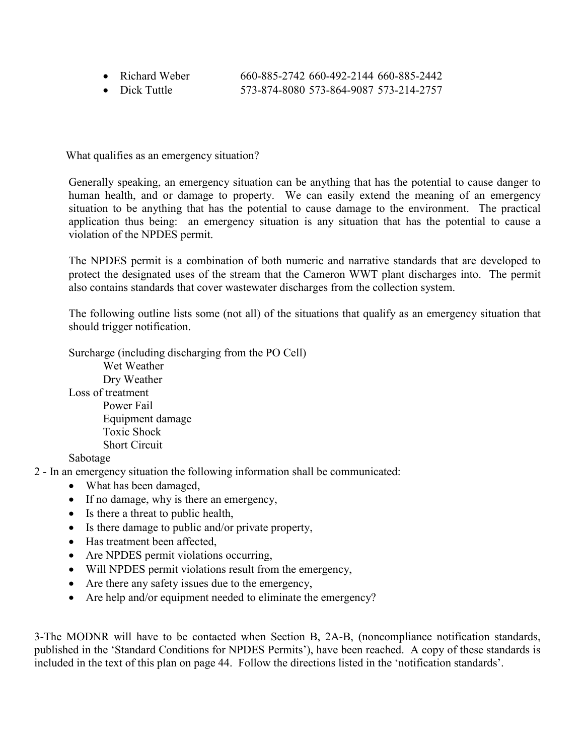- Richard Weber 660-885-2742 660-492-2144 660-885-2442
- Dick Tuttle 573-874-8080 573-864-9087 573-214-2757

What qualifies as an emergency situation?

Generally speaking, an emergency situation can be anything that has the potential to cause danger to human health, and or damage to property. We can easily extend the meaning of an emergency situation to be anything that has the potential to cause damage to the environment. The practical application thus being: an emergency situation is any situation that has the potential to cause a violation of the NPDES permit.

The NPDES permit is a combination of both numeric and narrative standards that are developed to protect the designated uses of the stream that the Cameron WWT plant discharges into. The permit also contains standards that cover wastewater discharges from the collection system.

The following outline lists some (not all) of the situations that qualify as an emergency situation that should trigger notification.

Surcharge (including discharging from the PO Cell)
- Wet Weather
- Dry Weather

Loss of treatment
- Power Fail
- Equipment damage
- Toxic Shock
- Short Circuit

Sabotage

2 - In an emergency situation the following information shall be communicated:

- What has been damaged,
- If no damage, why is there an emergency,
- Is there a threat to public health,
- Is there damage to public and/or private property,
- Has treatment been affected,
- Are NPDES permit violations occurring,
- Will NPDES permit violations result from the emergency,
- Are there any safety issues due to the emergency,
- Are help and/or equipment needed to eliminate the emergency?

3-The MODNR will have to be contacted when Section B, 2A-B, (noncompliance notification standards, published in the 'Standard Conditions for NPDES Permits'), have been reached. A copy of these standards is included in the text of this plan on page 44. Follow the directions listed in the 'notification standards'.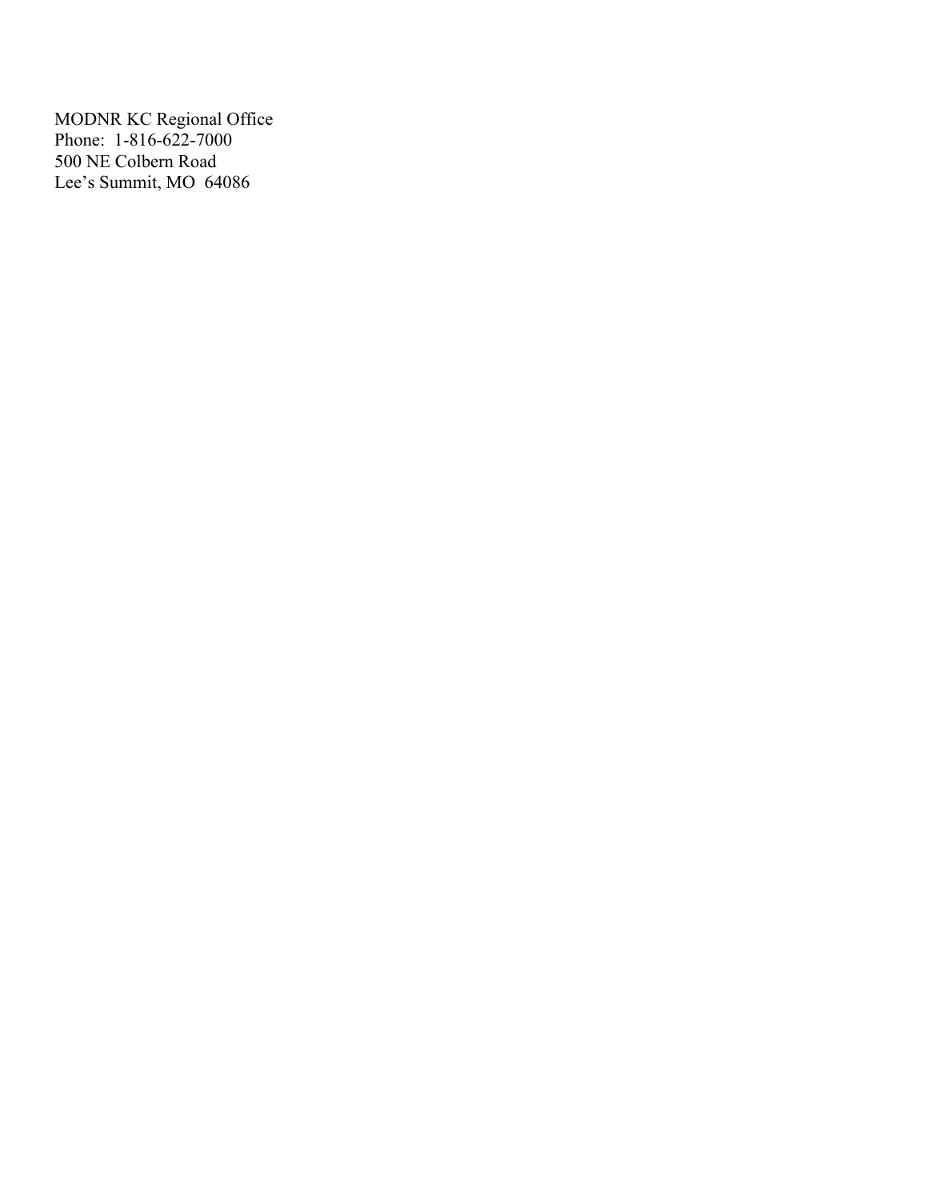MODNR KC Regional Office
Phone:  1-816-622-7000
500 NE Colbern Road
Lee's Summit, MO  64086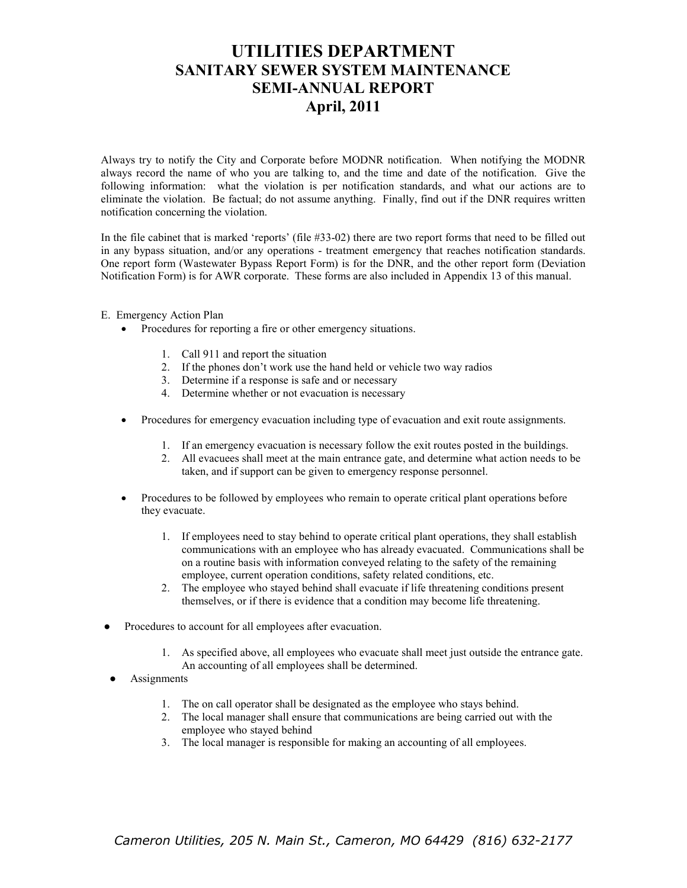# UTILITIES DEPARTMENT
## SANITARY SEWER SYSTEM MAINTENANCE
## SEMI-ANNUAL REPORT
## April, 2011

Always try to notify the City and Corporate before MODNR notification. When notifying the MODNR always record the name of who you are talking to, and the time and date of the notification. Give the following information: what the violation is per notification standards, and what our actions are to eliminate the violation. Be factual; do not assume anything. Finally, find out if the DNR requires written notification concerning the violation.

In the file cabinet that is marked 'reports' (file #33-02) there are two report forms that need to be filled out in any bypass situation, and/or any operations - treatment emergency that reaches notification standards. One report form (Wastewater Bypass Report Form) is for the DNR, and the other report form (Deviation Notification Form) is for AWR corporate. These forms are also included in Appendix 13 of this manual.

E. Emergency Action Plan

- Procedures for reporting a fire or other emergency situations.
  1. Call 911 and report the situation
  2. If the phones don't work use the hand held or vehicle two way radios
  3. Determine if a response is safe and or necessary
  4. Determine whether or not evacuation is necessary

- Procedures for emergency evacuation including type of evacuation and exit route assignments.
  1. If an emergency evacuation is necessary follow the exit routes posted in the buildings.
  2. All evacuees shall meet at the main entrance gate, and determine what action needs to be taken, and if support can be given to emergency response personnel.

- Procedures to be followed by employees who remain to operate critical plant operations before they evacuate.
  1. If employees need to stay behind to operate critical plant operations, they shall establish communications with an employee who has already evacuated. Communications shall be on a routine basis with information conveyed relating to the safety of the remaining employee, current operation conditions, safety related conditions, etc.
  2. The employee who stayed behind shall evacuate if life threatening conditions present themselves, or if there is evidence that a condition may become life threatening.

- Procedures to account for all employees after evacuation.
  1. As specified above, all employees who evacuate shall meet just outside the entrance gate. An accounting of all employees shall be determined.

- Assignments
  1. The on call operator shall be designated as the employee who stays behind.
  2. The local manager shall ensure that communications are being carried out with the employee who stayed behind
  3. The local manager is responsible for making an accounting of all employees.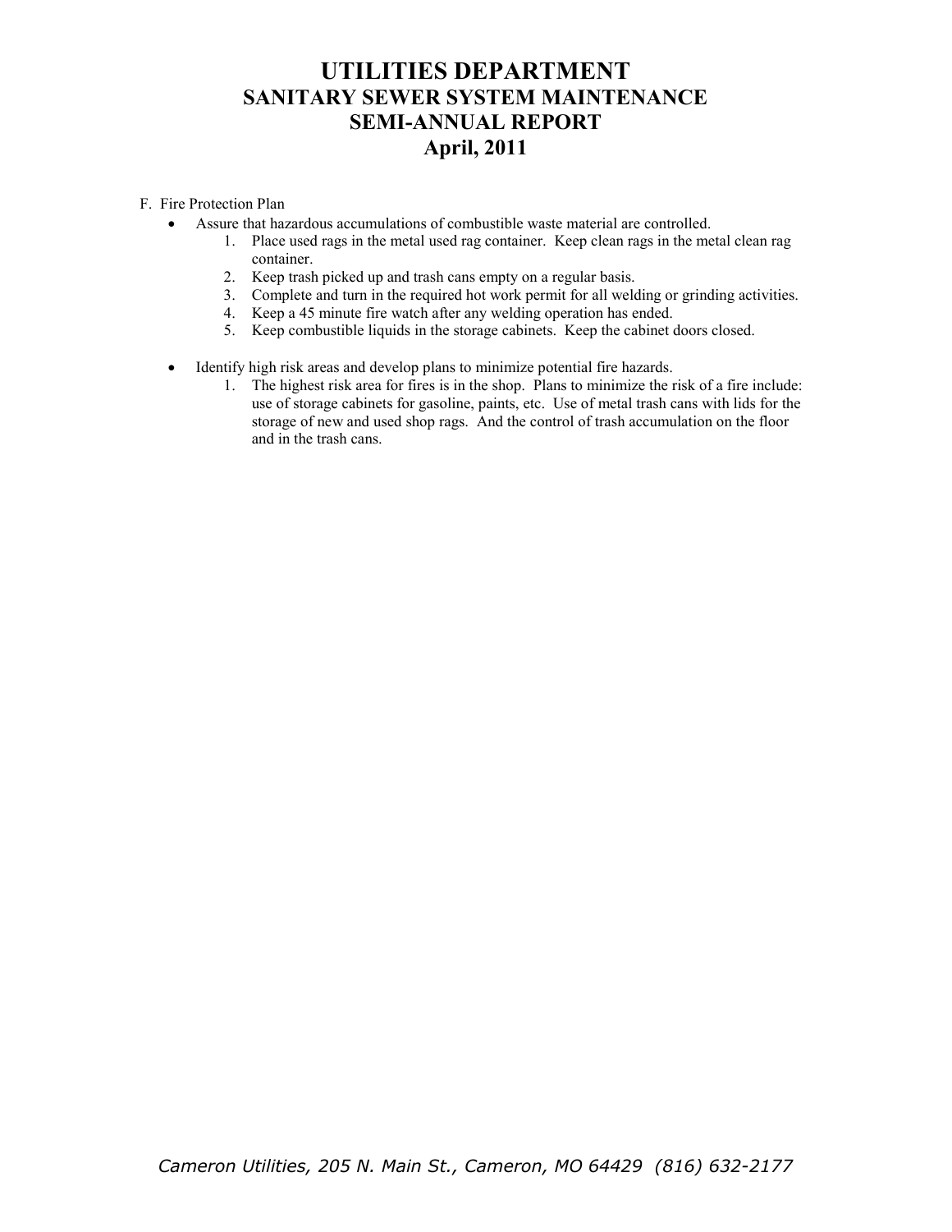# UTILITIES DEPARTMENT
## SANITARY SEWER SYSTEM MAINTENANCE
## SEMI-ANNUAL REPORT
## April, 2011

F. Fire Protection Plan

- Assure that hazardous accumulations of combustible waste material are controlled.
    1. Place used rags in the metal used rag container. Keep clean rags in the metal clean rag container.
    2. Keep trash picked up and trash cans empty on a regular basis.
    3. Complete and turn in the required hot work permit for all welding or grinding activities.
    4. Keep a 45 minute fire watch after any welding operation has ended.
    5. Keep combustible liquids in the storage cabinets. Keep the cabinet doors closed.

- Identify high risk areas and develop plans to minimize potential fire hazards.
    1. The highest risk area for fires is in the shop. Plans to minimize the risk of a fire include: use of storage cabinets for gasoline, paints, etc. Use of metal trash cans with lids for the storage of new and used shop rags. And the control of trash accumulation on the floor and in the trash cans.

*Cameron Utilities, 205 N. Main St., Cameron, MO 64429 (816) 632-2177*